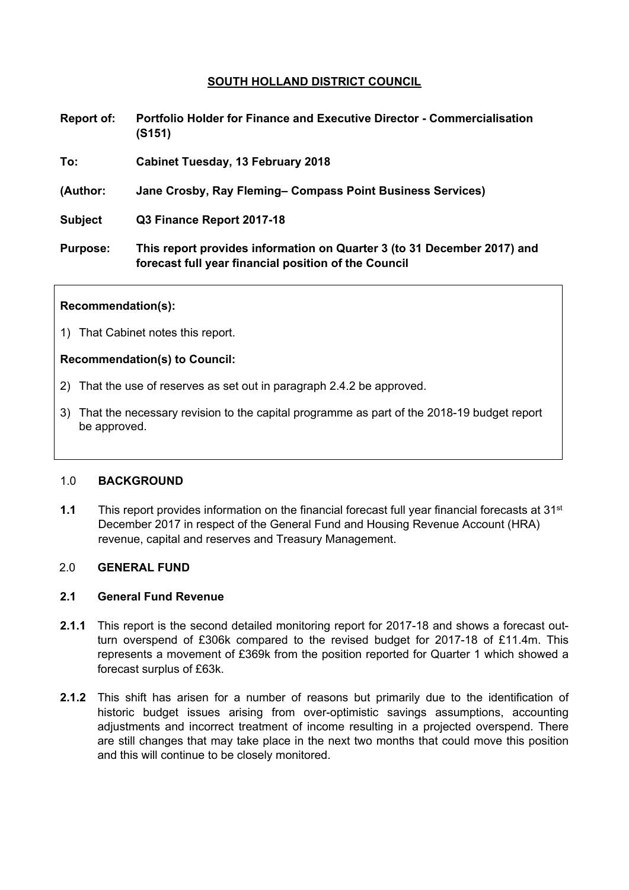# SOUTH HOLLAND DISTRICT COUNCIL

**Report of:** **Portfolio Holder for Finance and Executive Director - Commercialisation (S151)**

**To:** **Cabinet Tuesday, 13 February 2018**

**(Author:** **Jane Crosby, Ray Fleming– Compass Point Business Services)**

**Subject** **Q3 Finance Report 2017-18**

**Purpose:** **This report provides information on Quarter 3 (to 31 December 2017) and forecast full year financial position of the Council**

**Recommendation(s):**

1) That Cabinet notes this report.

**Recommendation(s) to Council:**

2) That the use of reserves as set out in paragraph 2.4.2 be approved.

3) That the necessary revision to the capital programme as part of the 2018-19 budget report be approved.

## 1.0 BACKGROUND

**1.1** This report provides information on the financial forecast full year financial forecasts at 31st December 2017 in respect of the General Fund and Housing Revenue Account (HRA) revenue, capital and reserves and Treasury Management.

## 2.0 GENERAL FUND

### 2.1 General Fund Revenue

**2.1.1** This report is the second detailed monitoring report for 2017-18 and shows a forecast out-turn overspend of £306k compared to the revised budget for 2017-18 of £11.4m. This represents a movement of £369k from the position reported for Quarter 1 which showed a forecast surplus of £63k.

**2.1.2** This shift has arisen for a number of reasons but primarily due to the identification of historic budget issues arising from over-optimistic savings assumptions, accounting adjustments and incorrect treatment of income resulting in a projected overspend. There are still changes that may take place in the next two months that could move this position and this will continue to be closely monitored.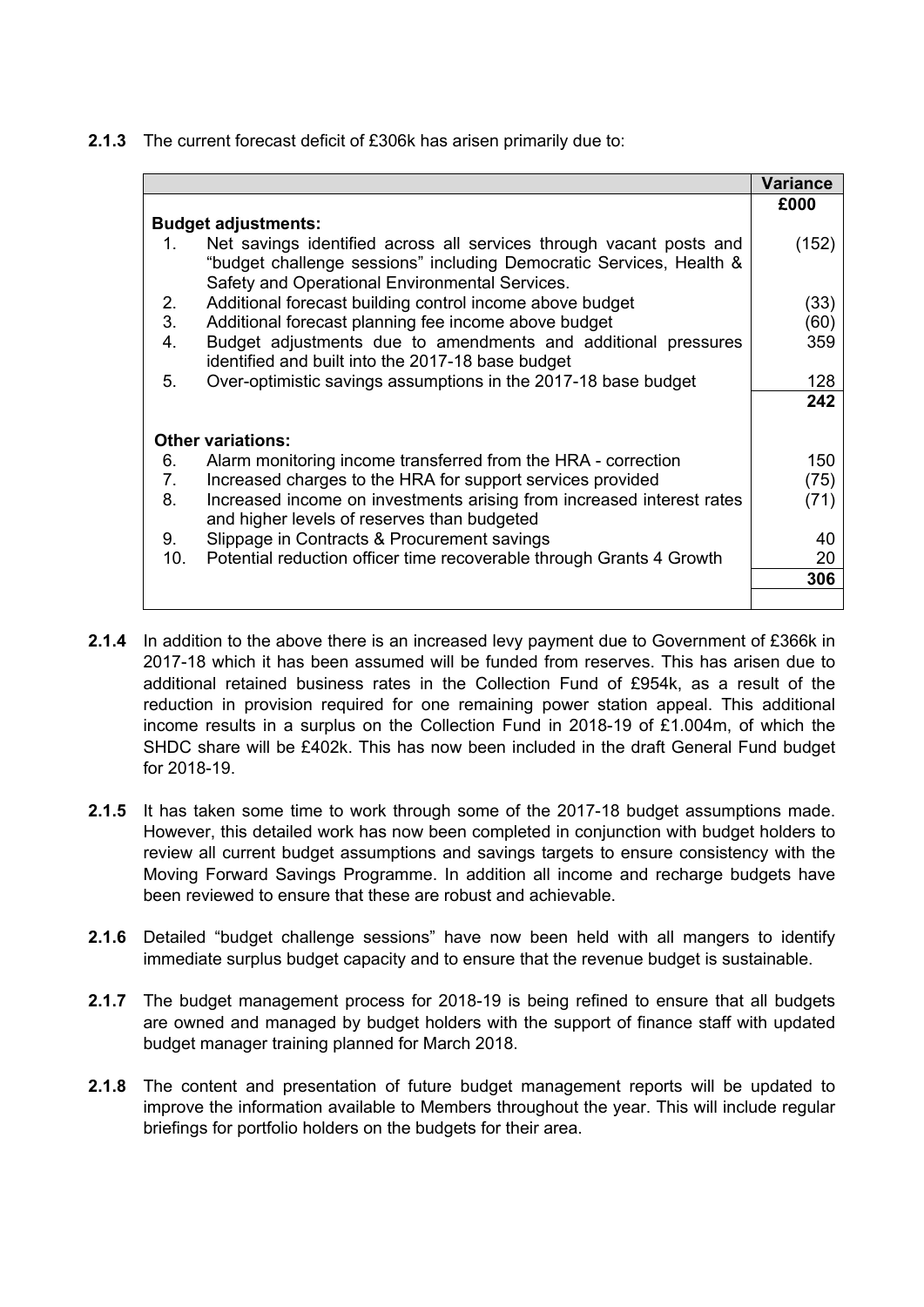**2.1.3** The current forecast deficit of £306k has arisen primarily due to:

| | | Variance |
|---|---|---|
| | | **£000** |
| **Budget adjustments:** | | |
| 1. | Net savings identified across all services through vacant posts and "budget challenge sessions" including Democratic Services, Health & Safety and Operational Environmental Services. | (152) |
| 2. | Additional forecast building control income above budget | (33) |
| 3. | Additional forecast planning fee income above budget | (60) |
| 4. | Budget adjustments due to amendments and additional pressures identified and built into the 2017-18 base budget | 359 |
| 5. | Over-optimistic savings assumptions in the 2017-18 base budget | 128 |
| | | **242** |
| **Other variations:** | | |
| 6. | Alarm monitoring income transferred from the HRA - correction | 150 |
| 7. | Increased charges to the HRA for support services provided | (75) |
| 8. | Increased income on investments arising from increased interest rates and higher levels of reserves than budgeted | (71) |
| 9. | Slippage in Contracts & Procurement savings | 40 |
| 10. | Potential reduction officer time recoverable through Grants 4 Growth | 20 |
| | | **306** |

**2.1.4** In addition to the above there is an increased levy payment due to Government of £366k in 2017-18 which it has been assumed will be funded from reserves. This has arisen due to additional retained business rates in the Collection Fund of £954k, as a result of the reduction in provision required for one remaining power station appeal. This additional income results in a surplus on the Collection Fund in 2018-19 of £1.004m, of which the SHDC share will be £402k. This has now been included in the draft General Fund budget for 2018-19.

**2.1.5** It has taken some time to work through some of the 2017-18 budget assumptions made. However, this detailed work has now been completed in conjunction with budget holders to review all current budget assumptions and savings targets to ensure consistency with the Moving Forward Savings Programme. In addition all income and recharge budgets have been reviewed to ensure that these are robust and achievable.

**2.1.6** Detailed "budget challenge sessions" have now been held with all mangers to identify immediate surplus budget capacity and to ensure that the revenue budget is sustainable.

**2.1.7** The budget management process for 2018-19 is being refined to ensure that all budgets are owned and managed by budget holders with the support of finance staff with updated budget manager training planned for March 2018.

**2.1.8** The content and presentation of future budget management reports will be updated to improve the information available to Members throughout the year. This will include regular briefings for portfolio holders on the budgets for their area.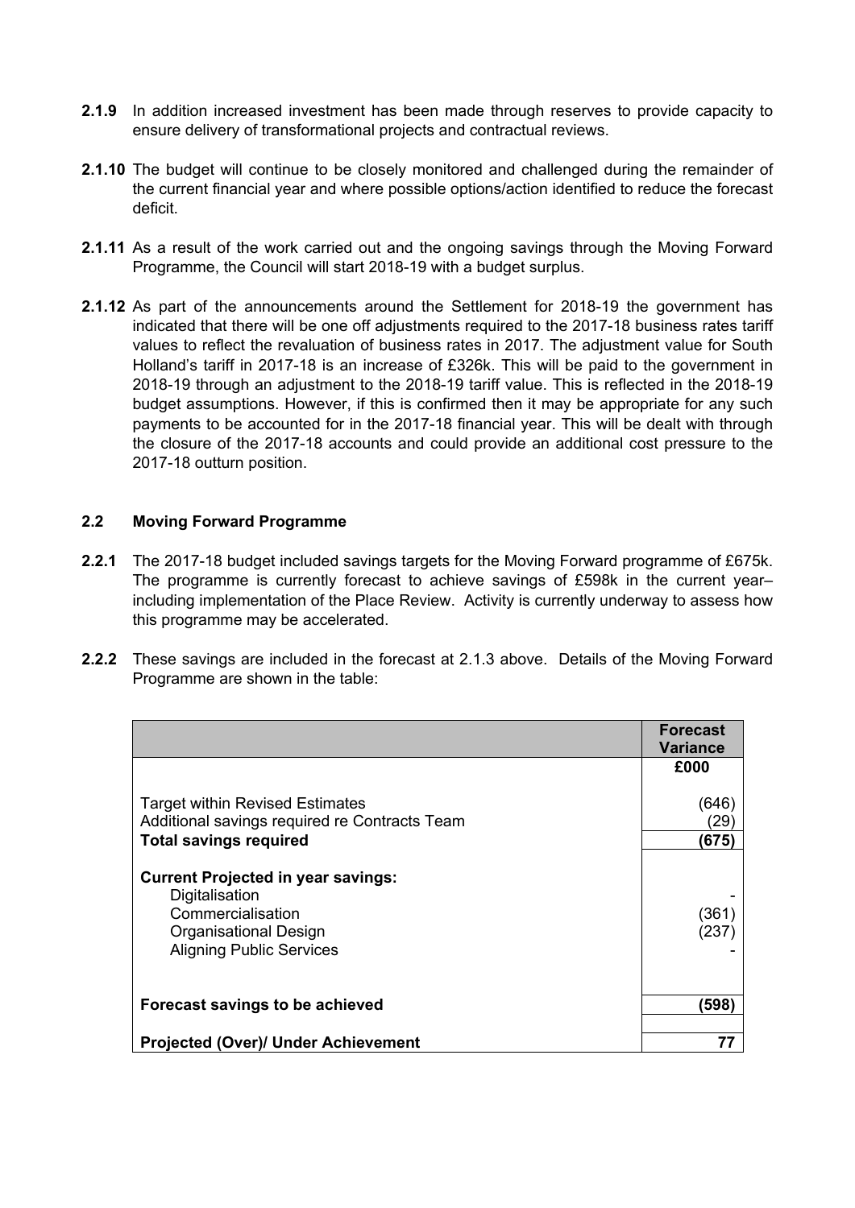**2.1.9** In addition increased investment has been made through reserves to provide capacity to ensure delivery of transformational projects and contractual reviews.

**2.1.10** The budget will continue to be closely monitored and challenged during the remainder of the current financial year and where possible options/action identified to reduce the forecast deficit.

**2.1.11** As a result of the work carried out and the ongoing savings through the Moving Forward Programme, the Council will start 2018-19 with a budget surplus.

**2.1.12** As part of the announcements around the Settlement for 2018-19 the government has indicated that there will be one off adjustments required to the 2017-18 business rates tariff values to reflect the revaluation of business rates in 2017. The adjustment value for South Holland's tariff in 2017-18 is an increase of £326k. This will be paid to the government in 2018-19 through an adjustment to the 2018-19 tariff value. This is reflected in the 2018-19 budget assumptions. However, if this is confirmed then it may be appropriate for any such payments to be accounted for in the 2017-18 financial year. This will be dealt with through the closure of the 2017-18 accounts and could provide an additional cost pressure to the 2017-18 outturn position.

## 2.2 Moving Forward Programme

**2.2.1** The 2017-18 budget included savings targets for the Moving Forward programme of £675k. The programme is currently forecast to achieve savings of £598k in the current year– including implementation of the Place Review. Activity is currently underway to assess how this programme may be accelerated.

**2.2.2** These savings are included in the forecast at 2.1.3 above. Details of the Moving Forward Programme are shown in the table:

| | Forecast Variance |
|---|---|
| | £000 |
| Target within Revised Estimates | (646) |
| Additional savings required re Contracts Team | (29) |
| **Total savings required** | **(675)** |
| **Current Projected in year savings:** | |
| Digitalisation | - |
| Commercialisation | (361) |
| Organisational Design | (237) |
| Aligning Public Services | - |
| **Forecast savings to be achieved** | **(598)** |
| **Projected (Over)/ Under Achievement** | **77** |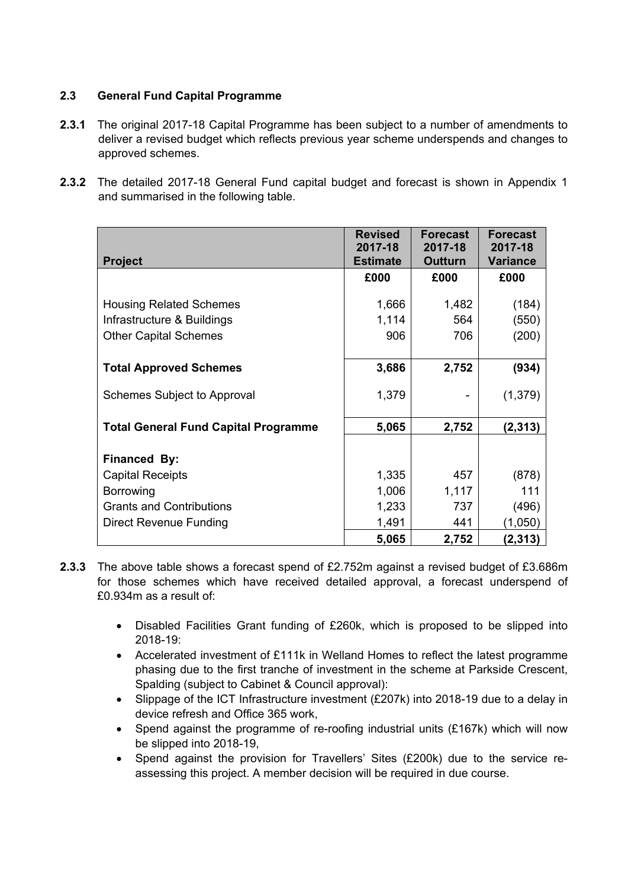## 2.3 General Fund Capital Programme

**2.3.1** The original 2017-18 Capital Programme has been subject to a number of amendments to deliver a revised budget which reflects previous year scheme underspends and changes to approved schemes.

**2.3.2** The detailed 2017-18 General Fund capital budget and forecast is shown in Appendix 1 and summarised in the following table.

| Project | Revised 2017-18 Estimate | Forecast 2017-18 Outturn | Forecast 2017-18 Variance |
|---|---|---|---|
| | £000 | £000 | £000 |
| Housing Related Schemes | 1,666 | 1,482 | (184) |
| Infrastructure & Buildings | 1,114 | 564 | (550) |
| Other Capital Schemes | 906 | 706 | (200) |
| **Total Approved Schemes** | **3,686** | **2,752** | **(934)** |
| Schemes Subject to Approval | 1,379 | - | (1,379) |
| **Total General Fund Capital Programme** | **5,065** | **2,752** | **(2,313)** |
| **Financed By:** | | | |
| Capital Receipts | 1,335 | 457 | (878) |
| Borrowing | 1,006 | 1,117 | 111 |
| Grants and Contributions | 1,233 | 737 | (496) |
| Direct Revenue Funding | 1,491 | 441 | (1,050) |
| | **5,065** | **2,752** | **(2,313)** |

**2.3.3** The above table shows a forecast spend of £2.752m against a revised budget of £3.686m for those schemes which have received detailed approval, a forecast underspend of £0.934m as a result of:

- Disabled Facilities Grant funding of £260k, which is proposed to be slipped into 2018-19:
- Accelerated investment of £111k in Welland Homes to reflect the latest programme phasing due to the first tranche of investment in the scheme at Parkside Crescent, Spalding (subject to Cabinet & Council approval):
- Slippage of the ICT Infrastructure investment (£207k) into 2018-19 due to a delay in device refresh and Office 365 work,
- Spend against the programme of re-roofing industrial units (£167k) which will now be slipped into 2018-19,
- Spend against the provision for Travellers' Sites (£200k) due to the service re-assessing this project. A member decision will be required in due course.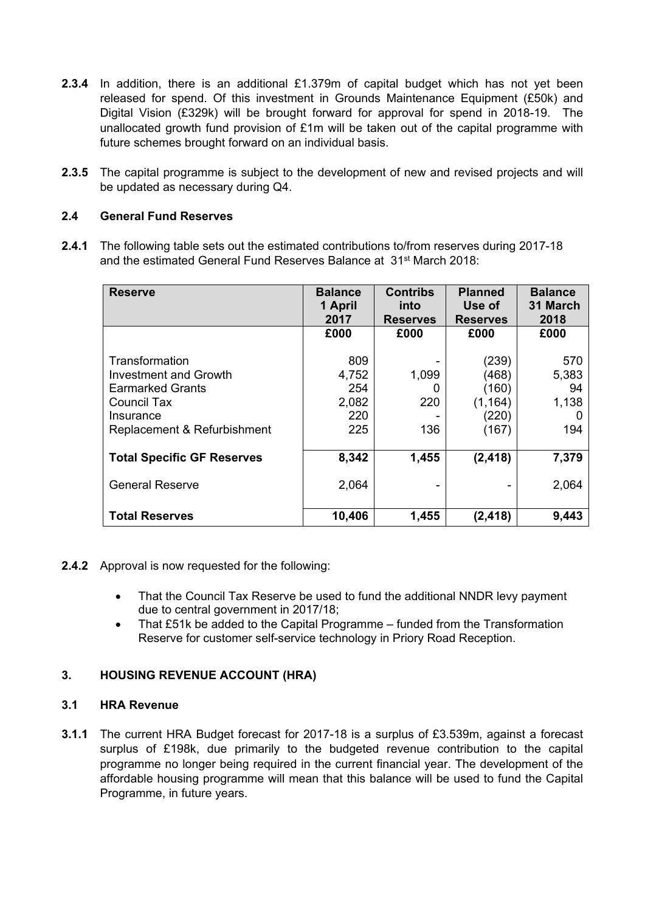**2.3.4** In addition, there is an additional £1.379m of capital budget which has not yet been released for spend. Of this investment in Grounds Maintenance Equipment (£50k) and Digital Vision (£329k) will be brought forward for approval for spend in 2018-19. The unallocated growth fund provision of £1m will be taken out of the capital programme with future schemes brought forward on an individual basis.

**2.3.5** The capital programme is subject to the development of new and revised projects and will be updated as necessary during Q4.

### 2.4 General Fund Reserves

**2.4.1** The following table sets out the estimated contributions to/from reserves during 2017-18 and the estimated General Fund Reserves Balance at 31st March 2018:

| Reserve | Balance 1 April 2017 | Contribs into Reserves | Planned Use of Reserves | Balance 31 March 2018 |
|---|---|---|---|---|
| | £000 | £000 | £000 | £000 |
| Transformation | 809 | - | (239) | 570 |
| Investment and Growth | 4,752 | 1,099 | (468) | 5,383 |
| Earmarked Grants | 254 | 0 | (160) | 94 |
| Council Tax | 2,082 | 220 | (1,164) | 1,138 |
| Insurance | 220 | - | (220) | 0 |
| Replacement & Refurbishment | 225 | 136 | (167) | 194 |
| **Total Specific GF Reserves** | **8,342** | **1,455** | **(2,418)** | **7,379** |
| General Reserve | 2,064 | - | - | 2,064 |
| **Total Reserves** | **10,406** | **1,455** | **(2,418)** | **9,443** |

**2.4.2** Approval is now requested for the following:

- That the Council Tax Reserve be used to fund the additional NNDR levy payment due to central government in 2017/18;
- That £51k be added to the Capital Programme – funded from the Transformation Reserve for customer self-service technology in Priory Road Reception.

## 3. HOUSING REVENUE ACCOUNT (HRA)

### 3.1 HRA Revenue

**3.1.1** The current HRA Budget forecast for 2017-18 is a surplus of £3.539m, against a forecast surplus of £198k, due primarily to the budgeted revenue contribution to the capital programme no longer being required in the current financial year. The development of the affordable housing programme will mean that this balance will be used to fund the Capital Programme, in future years.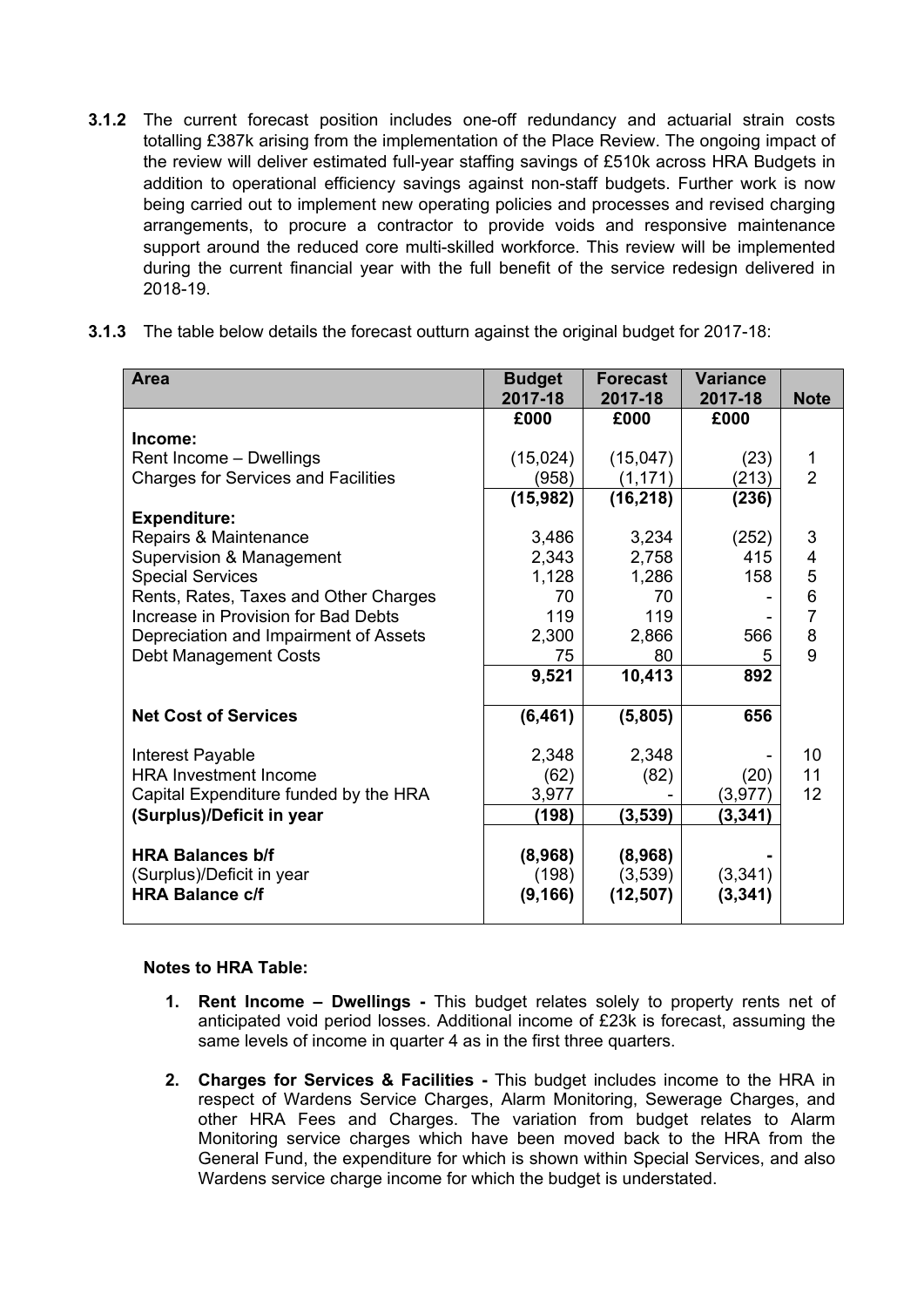**3.1.2** The current forecast position includes one-off redundancy and actuarial strain costs totalling £387k arising from the implementation of the Place Review. The ongoing impact of the review will deliver estimated full-year staffing savings of £510k across HRA Budgets in addition to operational efficiency savings against non-staff budgets. Further work is now being carried out to implement new operating policies and processes and revised charging arrangements, to procure a contractor to provide voids and responsive maintenance support around the reduced core multi-skilled workforce. This review will be implemented during the current financial year with the full benefit of the service redesign delivered in 2018-19.

**3.1.3** The table below details the forecast outturn against the original budget for 2017-18:

| Area | Budget 2017-18 | Forecast 2017-18 | Variance 2017-18 | Note |
|---|---|---|---|---|
| | £000 | £000 | £000 | |
| **Income:** | | | | |
| Rent Income – Dwellings | (15,024) | (15,047) | (23) | 1 |
| Charges for Services and Facilities | (958) | (1,171) | (213) | 2 |
| | **(15,982)** | **(16,218)** | **(236)** | |
| **Expenditure:** | | | | |
| Repairs & Maintenance | 3,486 | 3,234 | (252) | 3 |
| Supervision & Management | 2,343 | 2,758 | 415 | 4 |
| Special Services | 1,128 | 1,286 | 158 | 5 |
| Rents, Rates, Taxes and Other Charges | 70 | 70 | - | 6 |
| Increase in Provision for Bad Debts | 119 | 119 | - | 7 |
| Depreciation and Impairment of Assets | 2,300 | 2,866 | 566 | 8 |
| Debt Management Costs | 75 | 80 | 5 | 9 |
| | **9,521** | **10,413** | **892** | |
| **Net Cost of Services** | **(6,461)** | **(5,805)** | **656** | |
| Interest Payable | 2,348 | 2,348 | - | 10 |
| HRA Investment Income | (62) | (82) | (20) | 11 |
| Capital Expenditure funded by the HRA | 3,977 | - | (3,977) | 12 |
| **(Surplus)/Deficit in year** | **(198)** | **(3,539)** | **(3,341)** | |
| **HRA Balances b/f** | **(8,968)** | **(8,968)** | **-** | |
| (Surplus)/Deficit in year | (198) | (3,539) | (3,341) | |
| **HRA Balance c/f** | **(9,166)** | **(12,507)** | **(3,341)** | |

**Notes to HRA Table:**

1. **Rent Income – Dwellings -** This budget relates solely to property rents net of anticipated void period losses. Additional income of £23k is forecast, assuming the same levels of income in quarter 4 as in the first three quarters.

2. **Charges for Services & Facilities -** This budget includes income to the HRA in respect of Wardens Service Charges, Alarm Monitoring, Sewerage Charges, and other HRA Fees and Charges. The variation from budget relates to Alarm Monitoring service charges which have been moved back to the HRA from the General Fund, the expenditure for which is shown within Special Services, and also Wardens service charge income for which the budget is understated.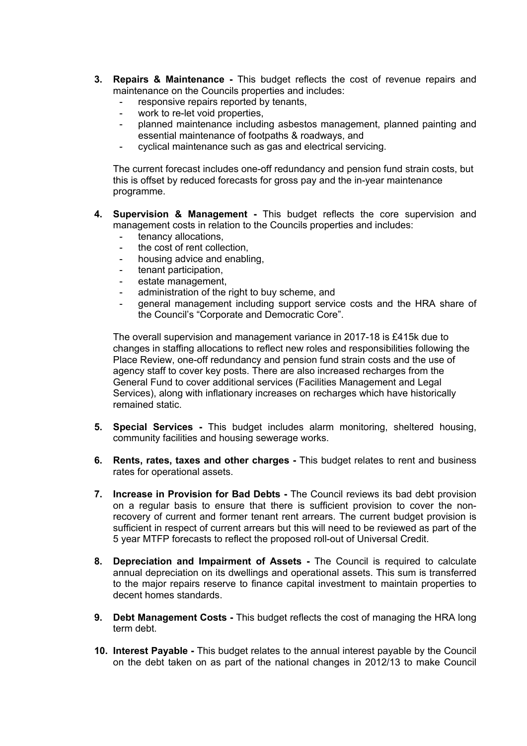3. **Repairs & Maintenance -** This budget reflects the cost of revenue repairs and maintenance on the Councils properties and includes:
    - responsive repairs reported by tenants,
    - work to re-let void properties,
    - planned maintenance including asbestos management, planned painting and essential maintenance of footpaths & roadways, and
    - cyclical maintenance such as gas and electrical servicing.

    The current forecast includes one-off redundancy and pension fund strain costs, but this is offset by reduced forecasts for gross pay and the in-year maintenance programme.

4. **Supervision & Management -** This budget reflects the core supervision and management costs in relation to the Councils properties and includes:
    - tenancy allocations,
    - the cost of rent collection,
    - housing advice and enabling,
    - tenant participation,
    - estate management,
    - administration of the right to buy scheme, and
    - general management including support service costs and the HRA share of the Council's "Corporate and Democratic Core".

    The overall supervision and management variance in 2017-18 is £415k due to changes in staffing allocations to reflect new roles and responsibilities following the Place Review, one-off redundancy and pension fund strain costs and the use of agency staff to cover key posts. There are also increased recharges from the General Fund to cover additional services (Facilities Management and Legal Services), along with inflationary increases on recharges which have historically remained static.

5. **Special Services -** This budget includes alarm monitoring, sheltered housing, community facilities and housing sewerage works.

6. **Rents, rates, taxes and other charges -** This budget relates to rent and business rates for operational assets.

7. **Increase in Provision for Bad Debts -** The Council reviews its bad debt provision on a regular basis to ensure that there is sufficient provision to cover the non-recovery of current and former tenant rent arrears. The current budget provision is sufficient in respect of current arrears but this will need to be reviewed as part of the 5 year MTFP forecasts to reflect the proposed roll-out of Universal Credit.

8. **Depreciation and Impairment of Assets -** The Council is required to calculate annual depreciation on its dwellings and operational assets. This sum is transferred to the major repairs reserve to finance capital investment to maintain properties to decent homes standards.

9. **Debt Management Costs -** This budget reflects the cost of managing the HRA long term debt.

10. **Interest Payable -** This budget relates to the annual interest payable by the Council on the debt taken on as part of the national changes in 2012/13 to make Council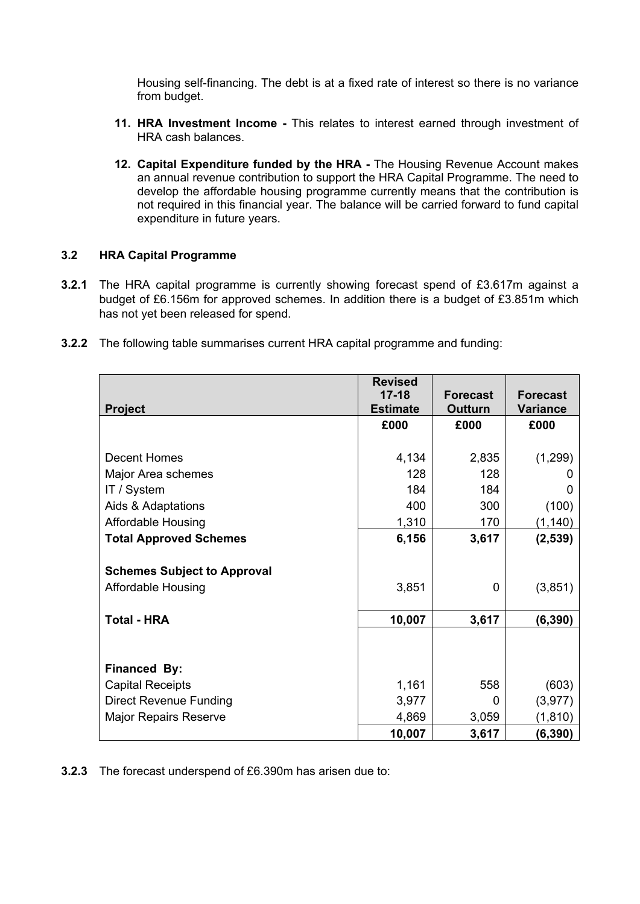Housing self-financing. The debt is at a fixed rate of interest so there is no variance from budget.

11. **HRA Investment Income -** This relates to interest earned through investment of HRA cash balances.

12. **Capital Expenditure funded by the HRA -** The Housing Revenue Account makes an annual revenue contribution to support the HRA Capital Programme. The need to develop the affordable housing programme currently means that the contribution is not required in this financial year. The balance will be carried forward to fund capital expenditure in future years.

### 3.2 HRA Capital Programme

**3.2.1** The HRA capital programme is currently showing forecast spend of £3.617m against a budget of £6.156m for approved schemes. In addition there is a budget of £3.851m which has not yet been released for spend.

**3.2.2** The following table summarises current HRA capital programme and funding:

| Project | Revised 17-18 Estimate | Forecast Outturn | Forecast Variance |
|---|---|---|---|
| | £000 | £000 | £000 |
| Decent Homes | 4,134 | 2,835 | (1,299) |
| Major Area schemes | 128 | 128 | 0 |
| IT / System | 184 | 184 | 0 |
| Aids & Adaptations | 400 | 300 | (100) |
| Affordable Housing | 1,310 | 170 | (1,140) |
| **Total Approved Schemes** | **6,156** | **3,617** | **(2,539)** |
| **Schemes Subject to Approval** | | | |
| Affordable Housing | 3,851 | 0 | (3,851) |
| **Total - HRA** | **10,007** | **3,617** | **(6,390)** |
| **Financed By:** | | | |
| Capital Receipts | 1,161 | 558 | (603) |
| Direct Revenue Funding | 3,977 | 0 | (3,977) |
| Major Repairs Reserve | 4,869 | 3,059 | (1,810) |
| | **10,007** | **3,617** | **(6,390)** |

**3.2.3** The forecast underspend of £6.390m has arisen due to: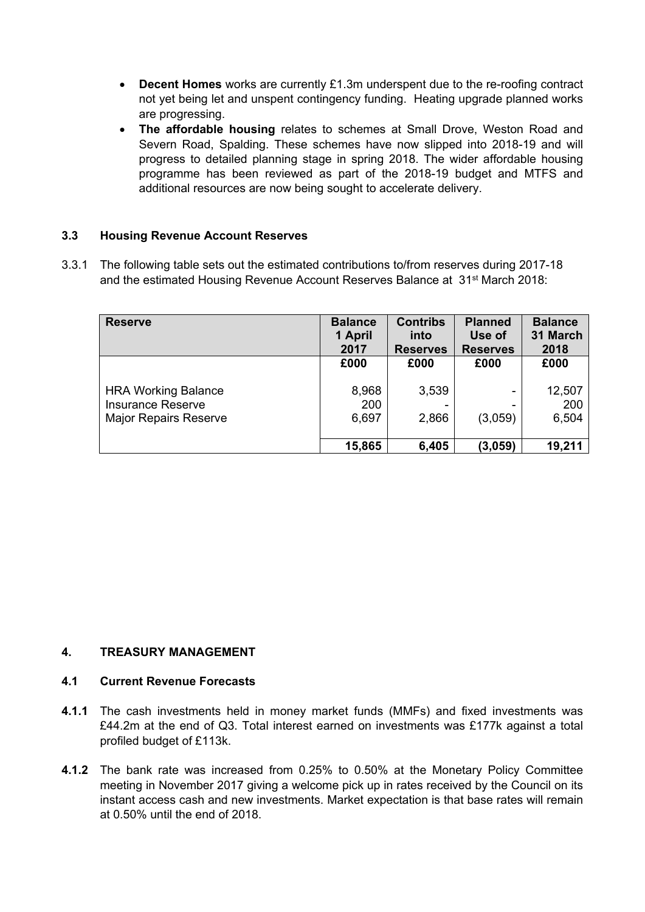- **Decent Homes** works are currently £1.3m underspent due to the re-roofing contract not yet being let and unspent contingency funding. Heating upgrade planned works are progressing.
- **The affordable housing** relates to schemes at Small Drove, Weston Road and Severn Road, Spalding. These schemes have now slipped into 2018-19 and will progress to detailed planning stage in spring 2018. The wider affordable housing programme has been reviewed as part of the 2018-19 budget and MTFS and additional resources are now being sought to accelerate delivery.

### 3.3 Housing Revenue Account Reserves

3.3.1 The following table sets out the estimated contributions to/from reserves during 2017-18 and the estimated Housing Revenue Account Reserves Balance at 31st March 2018:

| Reserve | Balance 1 April 2017 | Contribs into Reserves | Planned Use of Reserves | Balance 31 March 2018 |
|---|---|---|---|---|
| | £000 | £000 | £000 | £000 |
| HRA Working Balance | 8,968 | 3,539 | - | 12,507 |
| Insurance Reserve | 200 | - | - | 200 |
| Major Repairs Reserve | 6,697 | 2,866 | (3,059) | 6,504 |
| | **15,865** | **6,405** | **(3,059)** | **19,211** |

## 4. TREASURY MANAGEMENT

### 4.1 Current Revenue Forecasts

**4.1.1** The cash investments held in money market funds (MMFs) and fixed investments was £44.2m at the end of Q3. Total interest earned on investments was £177k against a total profiled budget of £113k.

**4.1.2** The bank rate was increased from 0.25% to 0.50% at the Monetary Policy Committee meeting in November 2017 giving a welcome pick up in rates received by the Council on its instant access cash and new investments. Market expectation is that base rates will remain at 0.50% until the end of 2018.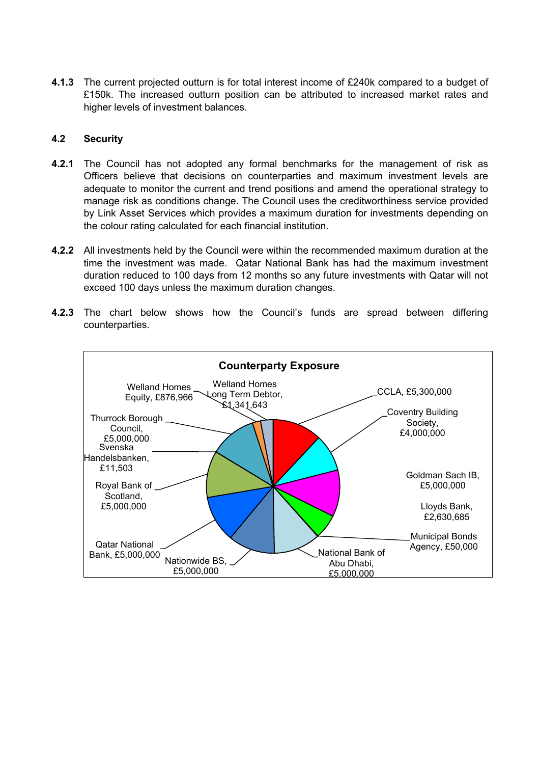**4.1.3** The current projected outturn is for total interest income of £240k compared to a budget of £150k. The increased outturn position can be attributed to increased market rates and higher levels of investment balances.

## 4.2 Security

**4.2.1** The Council has not adopted any formal benchmarks for the management of risk as Officers believe that decisions on counterparties and maximum investment levels are adequate to monitor the current and trend positions and amend the operational strategy to manage risk as conditions change. The Council uses the creditworthiness service provided by Link Asset Services which provides a maximum duration for investments depending on the colour rating calculated for each financial institution.

**4.2.2** All investments held by the Council were within the recommended maximum duration at the time the investment was made. Qatar National Bank has had the maximum investment duration reduced to 100 days from 12 months so any future investments with Qatar will not exceed 100 days unless the maximum duration changes.

**4.2.3** The chart below shows how the Council's funds are spread between differing counterparties.

**Counterparty Exposure**

| Counterparty | Amount |
|---|---|
| CCLA | £5,300,000 |
| Coventry Building Society | £4,000,000 |
| Goldman Sach IB | £5,000,000 |
| Lloyds Bank | £2,630,685 |
| Municipal Bonds Agency | £50,000 |
| National Bank of Abu Dhabi | £5,000,000 |
| Nationwide BS | £5,000,000 |
| Qatar National Bank | £5,000,000 |
| Royal Bank of Scotland | £5,000,000 |
| Svenska Handelsbanken | £11,503 |
| Thurrock Borough Council | £5,000,000 |
| Welland Homes Equity | £876,966 |
| Welland Homes Long Term Debtor | £1,341,643 |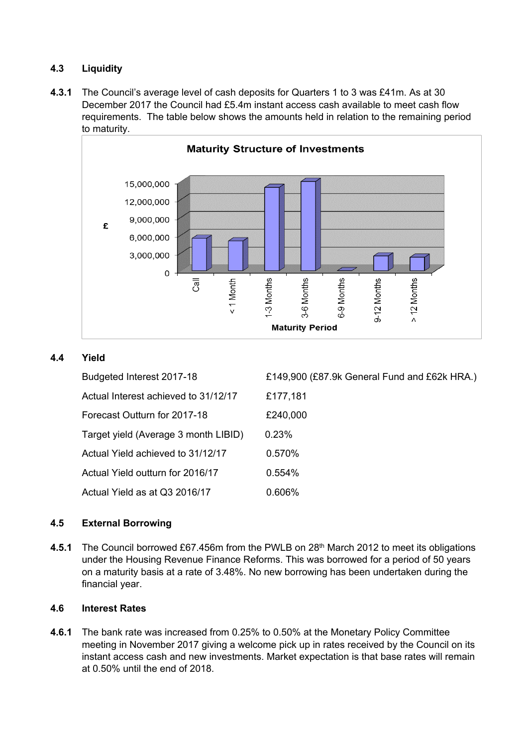### 4.3 Liquidity

**4.3.1** The Council's average level of cash deposits for Quarters 1 to 3 was £41m. As at 30 December 2017 the Council had £5.4m instant access cash available to meet cash flow requirements. The table below shows the amounts held in relation to the remaining period to maturity.

### 4.4 Yield

| | |
|---|---|
| Budgeted Interest 2017-18 | £149,900 (£87.9k General Fund and £62k HRA.) |
| Actual Interest achieved to 31/12/17 | £177,181 |
| Forecast Outturn for 2017-18 | £240,000 |
| Target yield (Average 3 month LIBID) | 0.23% |
| Actual Yield achieved to 31/12/17 | 0.570% |
| Actual Yield outturn for 2016/17 | 0.554% |
| Actual Yield as at Q3 2016/17 | 0.606% |

### 4.5 External Borrowing

**4.5.1** The Council borrowed £67.456m from the PWLB on 28th March 2012 to meet its obligations under the Housing Revenue Finance Reforms. This was borrowed for a period of 50 years on a maturity basis at a rate of 3.48%. No new borrowing has been undertaken during the financial year.

### 4.6 Interest Rates

**4.6.1** The bank rate was increased from 0.25% to 0.50% at the Monetary Policy Committee meeting in November 2017 giving a welcome pick up in rates received by the Council on its instant access cash and new investments. Market expectation is that base rates will remain at 0.50% until the end of 2018.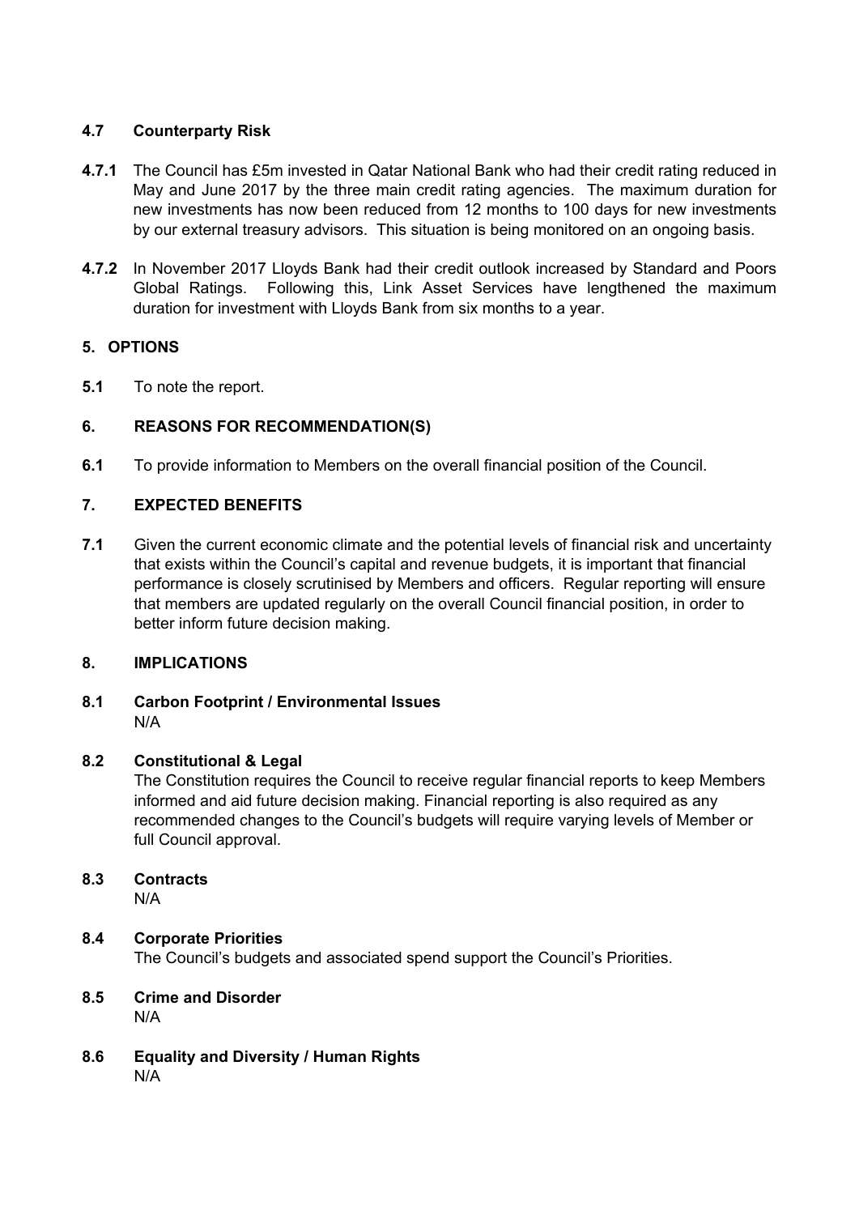### 4.7 Counterparty Risk

**4.7.1** The Council has £5m invested in Qatar National Bank who had their credit rating reduced in May and June 2017 by the three main credit rating agencies. The maximum duration for new investments has now been reduced from 12 months to 100 days for new investments by our external treasury advisors. This situation is being monitored on an ongoing basis.

**4.7.2** In November 2017 Lloyds Bank had their credit outlook increased by Standard and Poors Global Ratings. Following this, Link Asset Services have lengthened the maximum duration for investment with Lloyds Bank from six months to a year.

## 5. OPTIONS

**5.1** To note the report.

## 6. REASONS FOR RECOMMENDATION(S)

**6.1** To provide information to Members on the overall financial position of the Council.

## 7. EXPECTED BENEFITS

**7.1** Given the current economic climate and the potential levels of financial risk and uncertainty that exists within the Council's capital and revenue budgets, it is important that financial performance is closely scrutinised by Members and officers. Regular reporting will ensure that members are updated regularly on the overall Council financial position, in order to better inform future decision making.

## 8. IMPLICATIONS

### 8.1 Carbon Footprint / Environmental Issues

N/A

### 8.2 Constitutional & Legal

The Constitution requires the Council to receive regular financial reports to keep Members informed and aid future decision making. Financial reporting is also required as any recommended changes to the Council's budgets will require varying levels of Member or full Council approval.

### 8.3 Contracts

N/A

### 8.4 Corporate Priorities

The Council's budgets and associated spend support the Council's Priorities.

### 8.5 Crime and Disorder

N/A

### 8.6 Equality and Diversity / Human Rights

N/A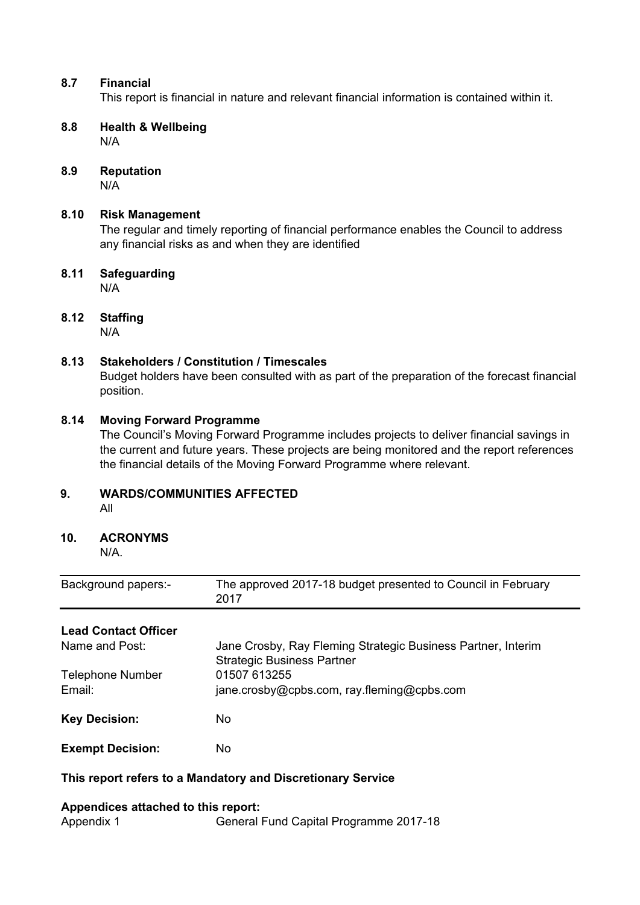### 8.7 Financial

This report is financial in nature and relevant financial information is contained within it.

### 8.8 Health & Wellbeing

N/A

### 8.9 Reputation

N/A

### 8.10 Risk Management

The regular and timely reporting of financial performance enables the Council to address any financial risks as and when they are identified

### 8.11 Safeguarding

N/A

### 8.12 Staffing

N/A

### 8.13 Stakeholders / Constitution / Timescales

Budget holders have been consulted with as part of the preparation of the forecast financial position.

### 8.14 Moving Forward Programme

The Council's Moving Forward Programme includes projects to deliver financial savings in the current and future years. These projects are being monitored and the report references the financial details of the Moving Forward Programme where relevant.

## 9. WARDS/COMMUNITIES AFFECTED

All

## 10. ACRONYMS

N/A.

| Background papers:- | The approved 2017-18 budget presented to Council in February 2017 |
|---|---|

**Lead Contact Officer**

| | |
|---|---|
| Name and Post: | Jane Crosby, Ray Fleming Strategic Business Partner, Interim Strategic Business Partner |
| Telephone Number | 01507 613255 |
| Email: | jane.crosby@cpbs.com, ray.fleming@cpbs.com |
| **Key Decision:** | No |
| **Exempt Decision:** | No |

**This report refers to a Mandatory and Discretionary Service**

**Appendices attached to this report:**

| | |
|---|---|
| Appendix 1 | General Fund Capital Programme 2017-18 |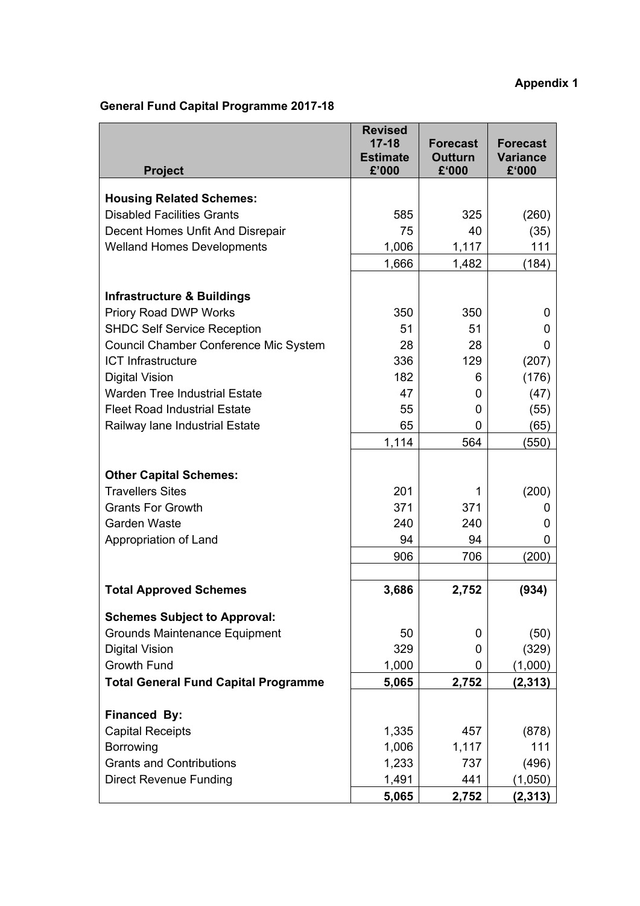**Appendix 1**

**General Fund Capital Programme 2017-18**

| Project | Revised 17-18 Estimate £'000 | Forecast Outturn £'000 | Forecast Variance £'000 |
|---|---|---|---|
| **Housing Related Schemes:** | | | |
| Disabled Facilities Grants | 585 | 325 | (260) |
| Decent Homes Unfit And Disrepair | 75 | 40 | (35) |
| Welland Homes Developments | 1,006 | 1,117 | 111 |
| | 1,666 | 1,482 | (184) |
| **Infrastructure & Buildings** | | | |
| Priory Road DWP Works | 350 | 350 | 0 |
| SHDC Self Service Reception | 51 | 51 | 0 |
| Council Chamber Conference Mic System | 28 | 28 | 0 |
| ICT Infrastructure | 336 | 129 | (207) |
| Digital Vision | 182 | 6 | (176) |
| Warden Tree Industrial Estate | 47 | 0 | (47) |
| Fleet Road Industrial Estate | 55 | 0 | (55) |
| Railway lane Industrial Estate | 65 | 0 | (65) |
| | 1,114 | 564 | (550) |
| **Other Capital Schemes:** | | | |
| Travellers Sites | 201 | 1 | (200) |
| Grants For Growth | 371 | 371 | 0 |
| Garden Waste | 240 | 240 | 0 |
| Appropriation of Land | 94 | 94 | 0 |
| | 906 | 706 | (200) |
| **Total Approved Schemes** | **3,686** | **2,752** | **(934)** |
| **Schemes Subject to Approval:** | | | |
| Grounds Maintenance Equipment | 50 | 0 | (50) |
| Digital Vision | 329 | 0 | (329) |
| Growth Fund | 1,000 | 0 | (1,000) |
| **Total General Fund Capital Programme** | **5,065** | **2,752** | **(2,313)** |
| **Financed By:** | | | |
| Capital Receipts | 1,335 | 457 | (878) |
| Borrowing | 1,006 | 1,117 | 111 |
| Grants and Contributions | 1,233 | 737 | (496) |
| Direct Revenue Funding | 1,491 | 441 | (1,050) |
| | **5,065** | **2,752** | **(2,313)** |